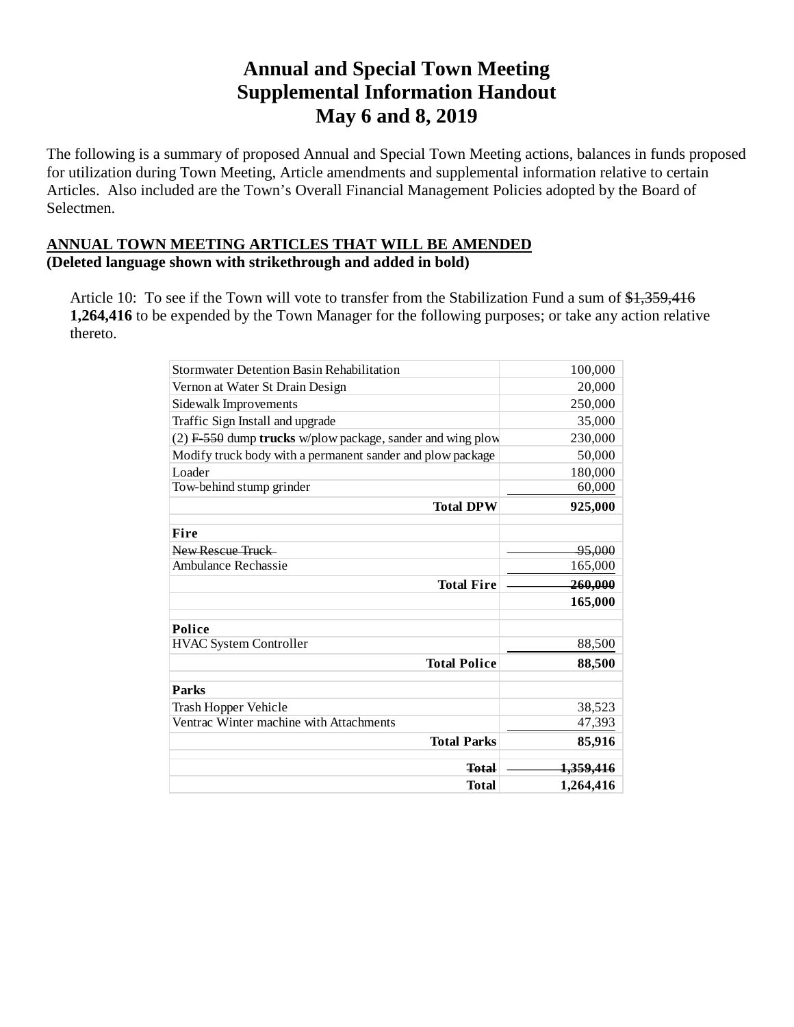# Annual and Special Town Meeting
# Supplemental Information Handout
# May 6 and 8, 2019

The following is a summary of proposed Annual and Special Town Meeting actions, balances in funds proposed for utilization during Town Meeting, Article amendments and supplemental information relative to certain Articles. Also included are the Town's Overall Financial Management Policies adopted by the Board of Selectmen.

**ANNUAL TOWN MEETING ARTICLES THAT WILL BE AMENDED**
**(Deleted language shown with strikethrough and added in bold)**

Article 10: To see if the Town will vote to transfer from the Stabilization Fund a sum of ~~$1,359,416~~ **1,264,416** to be expended by the Town Manager for the following purposes; or take any action relative thereto.

| | |
|---|---|
| Stormwater Detention Basin Rehabilitation | 100,000 |
| Vernon at Water St Drain Design | 20,000 |
| Sidewalk Improvements | 250,000 |
| Traffic Sign Install and upgrade | 35,000 |
| (2) ~~F-550~~ dump **trucks** w/plow package, sander and wing plow | 230,000 |
| Modify truck body with a permanent sander and plow package | 50,000 |
| Loader | 180,000 |
| Tow-behind stump grinder | 60,000 |
| **Total DPW** | **925,000** |
| | |
| **Fire** | |
| ~~New Rescue Truck~~ | ~~95,000~~ |
| Ambulance Rechassie | 165,000 |
| **Total Fire** | ~~**260,000**~~ |
| | **165,000** |
| | |
| **Police** | |
| HVAC System Controller | 88,500 |
| **Total Police** | **88,500** |
| | |
| **Parks** | |
| Trash Hopper Vehicle | 38,523 |
| Ventrac Winter machine with Attachments | 47,393 |
| **Total Parks** | **85,916** |
| | |
| ~~**Total**~~ | ~~**1,359,416**~~ |
| **Total** | **1,264,416** |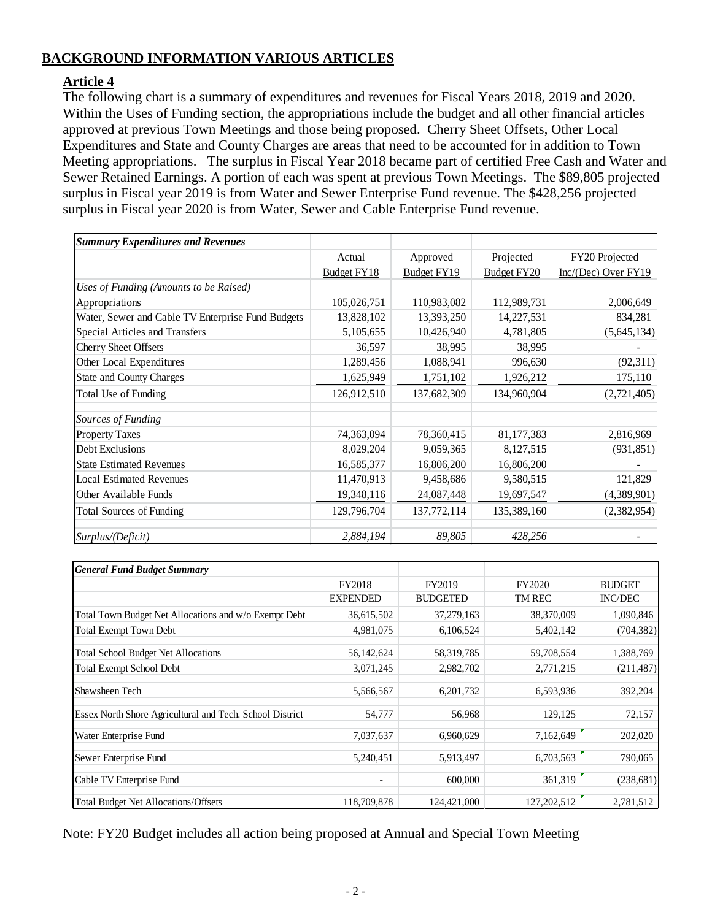## BACKGROUND INFORMATION VARIOUS ARTICLES

### Article 4

The following chart is a summary of expenditures and revenues for Fiscal Years 2018, 2019 and 2020. Within the Uses of Funding section, the appropriations include the budget and all other financial articles approved at previous Town Meetings and those being proposed. Cherry Sheet Offsets, Other Local Expenditures and State and County Charges are areas that need to be accounted for in addition to Town Meeting appropriations. The surplus in Fiscal Year 2018 became part of certified Free Cash and Water and Sewer Retained Earnings. A portion of each was spent at previous Town Meetings. The $89,805 projected surplus in Fiscal year 2019 is from Water and Sewer Enterprise Fund revenue. The $428,256 projected surplus in Fiscal year 2020 is from Water, Sewer and Cable Enterprise Fund revenue.

| *Summary Expenditures and Revenues* | | | | |
|---|---|---|---|---|
| | Actual | Approved | Projected | FY20 Projected |
| | Budget FY18 | Budget FY19 | Budget FY20 | Inc/(Dec) Over FY19 |
| *Uses of Funding (Amounts to be Raised)* | | | | |
| Appropriations | 105,026,751 | 110,983,082 | 112,989,731 | 2,006,649 |
| Water, Sewer and Cable TV Enterprise Fund Budgets | 13,828,102 | 13,393,250 | 14,227,531 | 834,281 |
| Special Articles and Transfers | 5,105,655 | 10,426,940 | 4,781,805 | (5,645,134) |
| Cherry Sheet Offsets | 36,597 | 38,995 | 38,995 | - |
| Other Local Expenditures | 1,289,456 | 1,088,941 | 996,630 | (92,311) |
| State and County Charges | 1,625,949 | 1,751,102 | 1,926,212 | 175,110 |
| Total Use of Funding | 126,912,510 | 137,682,309 | 134,960,904 | (2,721,405) |
| *Sources of Funding* | | | | |
| Property Taxes | 74,363,094 | 78,360,415 | 81,177,383 | 2,816,969 |
| Debt Exclusions | 8,029,204 | 9,059,365 | 8,127,515 | (931,851) |
| State Estimated Revenues | 16,585,377 | 16,806,200 | 16,806,200 | - |
| Local Estimated Revenues | 11,470,913 | 9,458,686 | 9,580,515 | 121,829 |
| Other Available Funds | 19,348,116 | 24,087,448 | 19,697,547 | (4,389,901) |
| Total Sources of Funding | 129,796,704 | 137,772,114 | 135,389,160 | (2,382,954) |
| *Surplus/(Deficit)* | *2,884,194* | *89,805* | *428,256* | - |

| *General Fund Budget Summary* | | | | |
|---|---|---|---|---|
| | FY2018 | FY2019 | FY2020 | BUDGET |
| | EXPENDED | BUDGETED | TM REC | INC/DEC |
| Total Town Budget Net Allocations and w/o Exempt Debt | 36,615,502 | 37,279,163 | 38,370,009 | 1,090,846 |
| Total Exempt Town Debt | 4,981,075 | 6,106,524 | 5,402,142 | (704,382) |
| Total School Budget Net Allocations | 56,142,624 | 58,319,785 | 59,708,554 | 1,388,769 |
| Total Exempt School Debt | 3,071,245 | 2,982,702 | 2,771,215 | (211,487) |
| Shawsheen Tech | 5,566,567 | 6,201,732 | 6,593,936 | 392,204 |
| Essex North Shore Agricultural and Tech. School District | 54,777 | 56,968 | 129,125 | 72,157 |
| Water Enterprise Fund | 7,037,637 | 6,960,629 | 7,162,649 | 202,020 |
| Sewer Enterprise Fund | 5,240,451 | 5,913,497 | 6,703,563 | 790,065 |
| Cable TV Enterprise Fund | - | 600,000 | 361,319 | (238,681) |
| Total Budget Net Allocations/Offsets | 118,709,878 | 124,421,000 | 127,202,512 | 2,781,512 |

Note: FY20 Budget includes all action being proposed at Annual and Special Town Meeting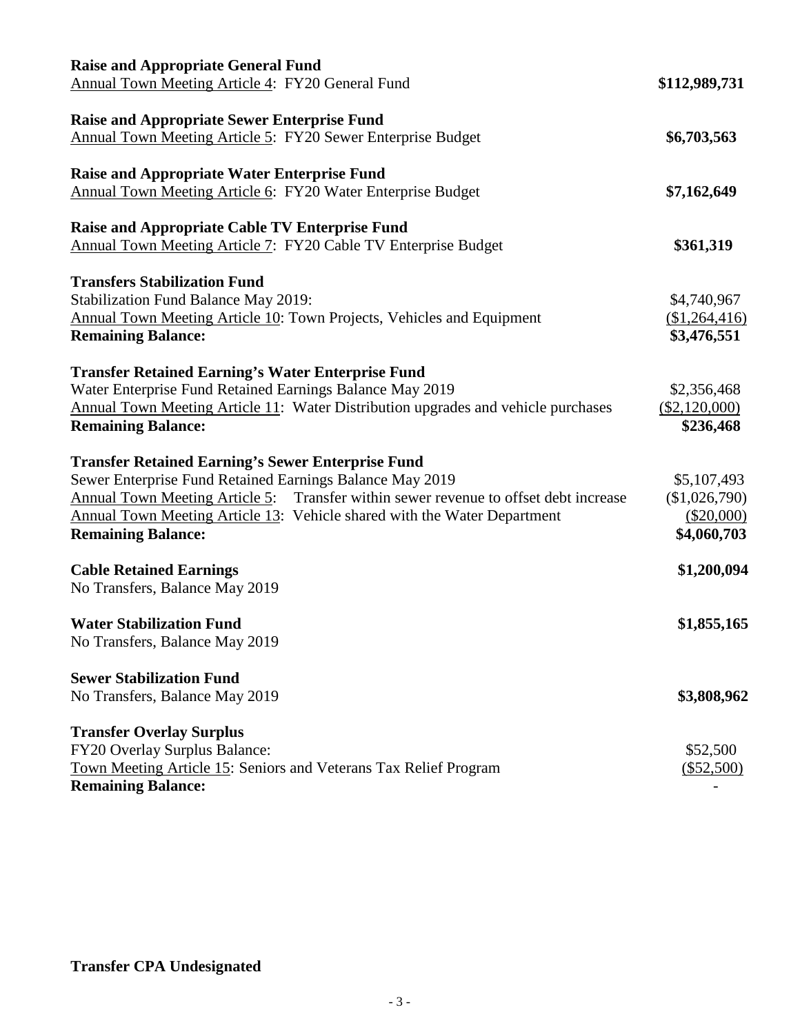**Raise and Appropriate General Fund**

Annual Town Meeting Article 4: FY20 General Fund **\$112,989,731**

**Raise and Appropriate Sewer Enterprise Fund**

Annual Town Meeting Article 5: FY20 Sewer Enterprise Budget **\$6,703,563**

**Raise and Appropriate Water Enterprise Fund**

Annual Town Meeting Article 6: FY20 Water Enterprise Budget **\$7,162,649**

**Raise and Appropriate Cable TV Enterprise Fund**

Annual Town Meeting Article 7: FY20 Cable TV Enterprise Budget **\$361,319**

**Transfers Stabilization Fund**

| | |
|---|---|
| Stabilization Fund Balance May 2019: | \$4,740,967 |
| Annual Town Meeting Article 10: Town Projects, Vehicles and Equipment | (\$1,264,416) |
| **Remaining Balance:** | **\$3,476,551** |

**Transfer Retained Earning's Water Enterprise Fund**

| | |
|---|---|
| Water Enterprise Fund Retained Earnings Balance May 2019 | \$2,356,468 |
| Annual Town Meeting Article 11: Water Distribution upgrades and vehicle purchases | (\$2,120,000) |
| **Remaining Balance:** | **\$236,468** |

**Transfer Retained Earning's Sewer Enterprise Fund**

| | |
|---|---|
| Sewer Enterprise Fund Retained Earnings Balance May 2019 | \$5,107,493 |
| Annual Town Meeting Article 5: Transfer within sewer revenue to offset debt increase | (\$1,026,790) |
| Annual Town Meeting Article 13: Vehicle shared with the Water Department | (\$20,000) |
| **Remaining Balance:** | **\$4,060,703** |

**Cable Retained Earnings** **\$1,200,094**

No Transfers, Balance May 2019

**Water Stabilization Fund** **\$1,855,165**

No Transfers, Balance May 2019

**Sewer Stabilization Fund**

No Transfers, Balance May 2019 **\$3,808,962**

**Transfer Overlay Surplus**

| | |
|---|---|
| FY20 Overlay Surplus Balance: | \$52,500 |
| Town Meeting Article 15: Seniors and Veterans Tax Relief Program | (\$52,500) |
| **Remaining Balance:** | - |

**Transfer CPA Undesignated**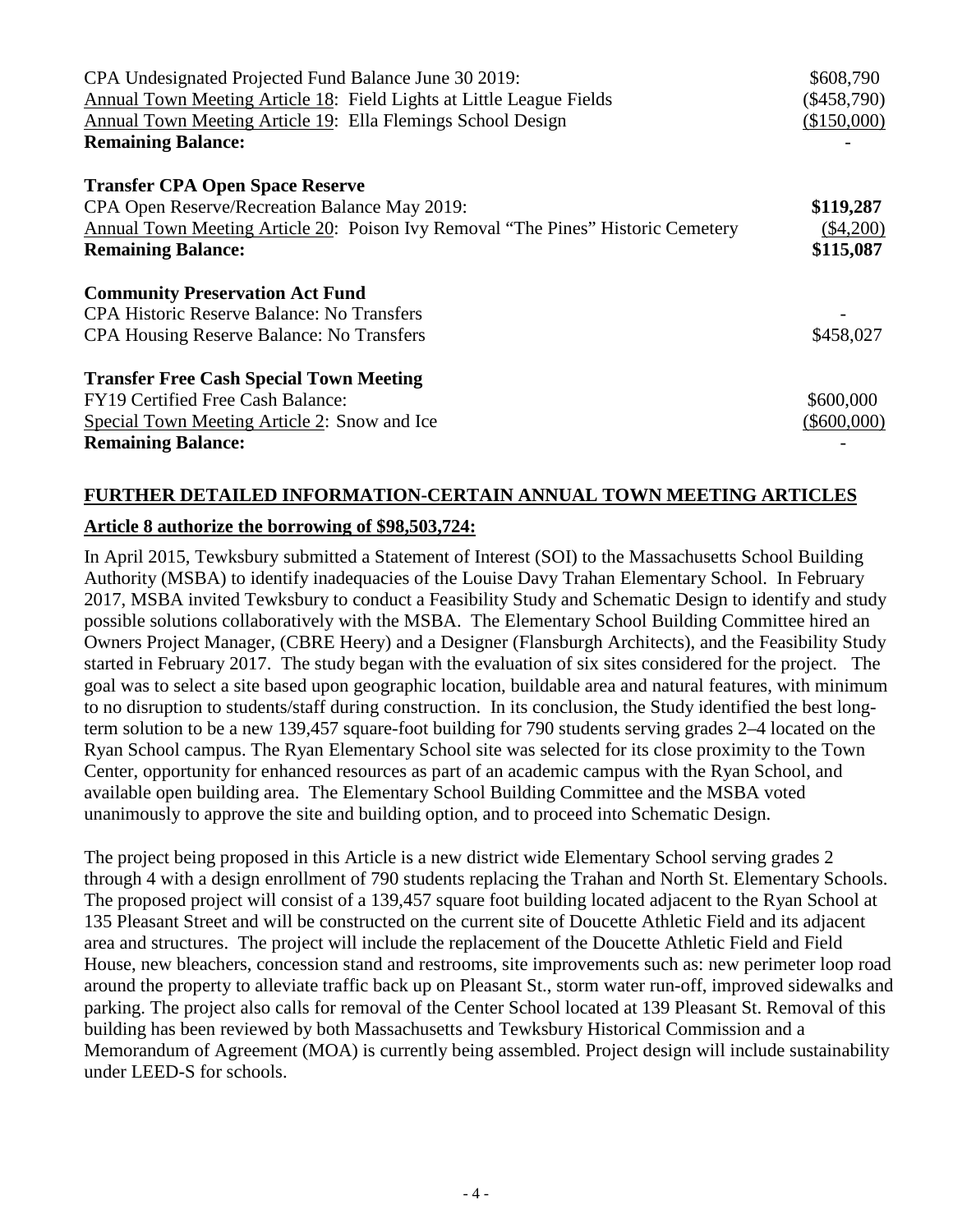| | |
|---|---|
| CPA Undesignated Projected Fund Balance June 30 2019: | $608,790 |
| Annual Town Meeting Article 18: Field Lights at Little League Fields | ($458,790) |
| Annual Town Meeting Article 19: Ella Flemings School Design | ($150,000) |
| **Remaining Balance:** | - |
| | |
| **Transfer CPA Open Space Reserve** | |
| CPA Open Reserve/Recreation Balance May 2019: | **$119,287** |
| Annual Town Meeting Article 20: Poison Ivy Removal "The Pines" Historic Cemetery | ($4,200) |
| **Remaining Balance:** | **$115,087** |
| | |
| **Community Preservation Act Fund** | |
| CPA Historic Reserve Balance: No Transfers | - |
| CPA Housing Reserve Balance: No Transfers | $458,027 |
| | |
| **Transfer Free Cash Special Town Meeting** | |
| FY19 Certified Free Cash Balance: | $600,000 |
| Special Town Meeting Article 2: Snow and Ice | ($600,000) |
| **Remaining Balance:** | - |

## FURTHER DETAILED INFORMATION-CERTAIN ANNUAL TOWN MEETING ARTICLES

### Article 8 authorize the borrowing of $98,503,724:

In April 2015, Tewksbury submitted a Statement of Interest (SOI) to the Massachusetts School Building Authority (MSBA) to identify inadequacies of the Louise Davy Trahan Elementary School. In February 2017, MSBA invited Tewksbury to conduct a Feasibility Study and Schematic Design to identify and study possible solutions collaboratively with the MSBA. The Elementary School Building Committee hired an Owners Project Manager, (CBRE Heery) and a Designer (Flansburgh Architects), and the Feasibility Study started in February 2017. The study began with the evaluation of six sites considered for the project. The goal was to select a site based upon geographic location, buildable area and natural features, with minimum to no disruption to students/staff during construction. In its conclusion, the Study identified the best long-term solution to be a new 139,457 square-foot building for 790 students serving grades 2–4 located on the Ryan School campus. The Ryan Elementary School site was selected for its close proximity to the Town Center, opportunity for enhanced resources as part of an academic campus with the Ryan School, and available open building area. The Elementary School Building Committee and the MSBA voted unanimously to approve the site and building option, and to proceed into Schematic Design.

The project being proposed in this Article is a new district wide Elementary School serving grades 2 through 4 with a design enrollment of 790 students replacing the Trahan and North St. Elementary Schools. The proposed project will consist of a 139,457 square foot building located adjacent to the Ryan School at 135 Pleasant Street and will be constructed on the current site of Doucette Athletic Field and its adjacent area and structures. The project will include the replacement of the Doucette Athletic Field and Field House, new bleachers, concession stand and restrooms, site improvements such as: new perimeter loop road around the property to alleviate traffic back up on Pleasant St., storm water run-off, improved sidewalks and parking. The project also calls for removal of the Center School located at 139 Pleasant St. Removal of this building has been reviewed by both Massachusetts and Tewksbury Historical Commission and a Memorandum of Agreement (MOA) is currently being assembled. Project design will include sustainability under LEED-S for schools.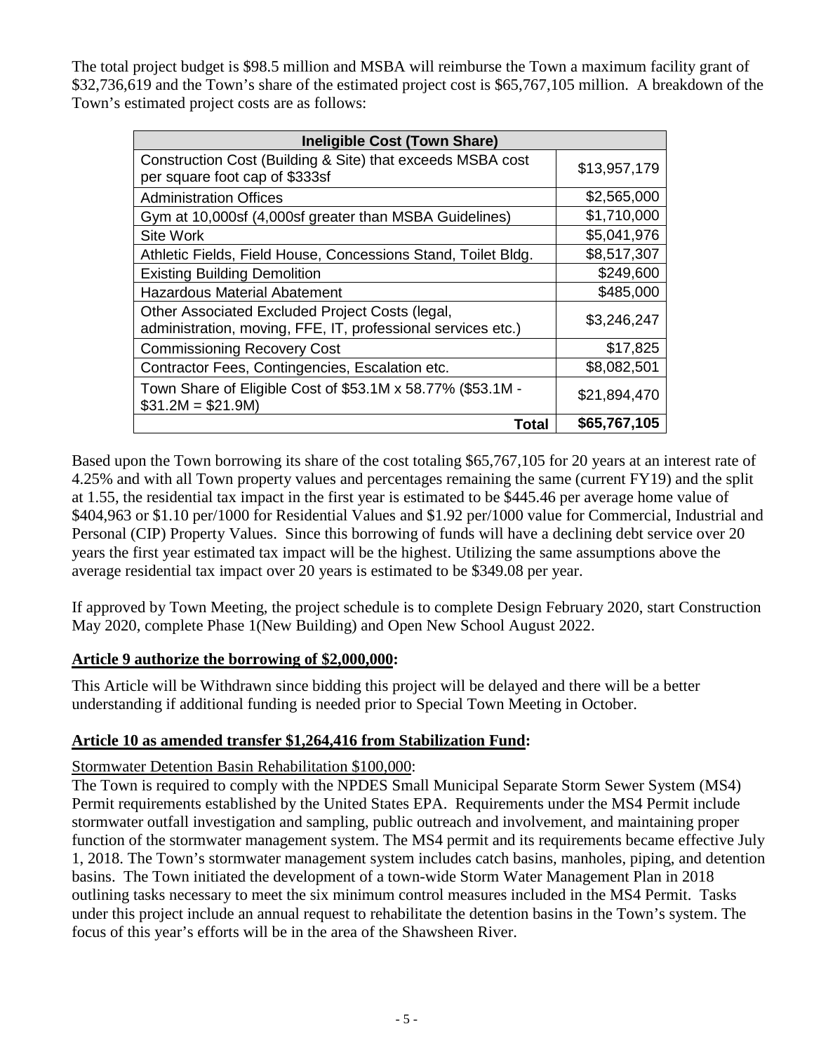The total project budget is \$98.5 million and MSBA will reimburse the Town a maximum facility grant of \$32,736,619 and the Town's share of the estimated project cost is \$65,767,105 million. A breakdown of the Town's estimated project costs are as follows:

| Ineligible Cost (Town Share) | |
|---|---|
| Construction Cost (Building & Site) that exceeds MSBA cost per square foot cap of \$333sf | \$13,957,179 |
| Administration Offices | \$2,565,000 |
| Gym at 10,000sf (4,000sf greater than MSBA Guidelines) | \$1,710,000 |
| Site Work | \$5,041,976 |
| Athletic Fields, Field House, Concessions Stand, Toilet Bldg. | \$8,517,307 |
| Existing Building Demolition | \$249,600 |
| Hazardous Material Abatement | \$485,000 |
| Other Associated Excluded Project Costs (legal, administration, moving, FFE, IT, professional services etc.) | \$3,246,247 |
| Commissioning Recovery Cost | \$17,825 |
| Contractor Fees, Contingencies, Escalation etc. | \$8,082,501 |
| Town Share of Eligible Cost of \$53.1M x 58.77% (\$53.1M - \$31.2M = \$21.9M) | \$21,894,470 |
| **Total** | **\$65,767,105** |

Based upon the Town borrowing its share of the cost totaling \$65,767,105 for 20 years at an interest rate of 4.25% and with all Town property values and percentages remaining the same (current FY19) and the split at 1.55, the residential tax impact in the first year is estimated to be \$445.46 per average home value of \$404,963 or \$1.10 per/1000 for Residential Values and \$1.92 per/1000 value for Commercial, Industrial and Personal (CIP) Property Values. Since this borrowing of funds will have a declining debt service over 20 years the first year estimated tax impact will be the highest. Utilizing the same assumptions above the average residential tax impact over 20 years is estimated to be \$349.08 per year.

If approved by Town Meeting, the project schedule is to complete Design February 2020, start Construction May 2020, complete Phase 1(New Building) and Open New School August 2022.

**Article 9 authorize the borrowing of \$2,000,000:**

This Article will be Withdrawn since bidding this project will be delayed and there will be a better understanding if additional funding is needed prior to Special Town Meeting in October.

**Article 10 as amended transfer \$1,264,416 from Stabilization Fund:**

Stormwater Detention Basin Rehabilitation \$100,000:

The Town is required to comply with the NPDES Small Municipal Separate Storm Sewer System (MS4) Permit requirements established by the United States EPA. Requirements under the MS4 Permit include stormwater outfall investigation and sampling, public outreach and involvement, and maintaining proper function of the stormwater management system. The MS4 permit and its requirements became effective July 1, 2018. The Town's stormwater management system includes catch basins, manholes, piping, and detention basins. The Town initiated the development of a town-wide Storm Water Management Plan in 2018 outlining tasks necessary to meet the six minimum control measures included in the MS4 Permit. Tasks under this project include an annual request to rehabilitate the detention basins in the Town's system. The focus of this year's efforts will be in the area of the Shawsheen River.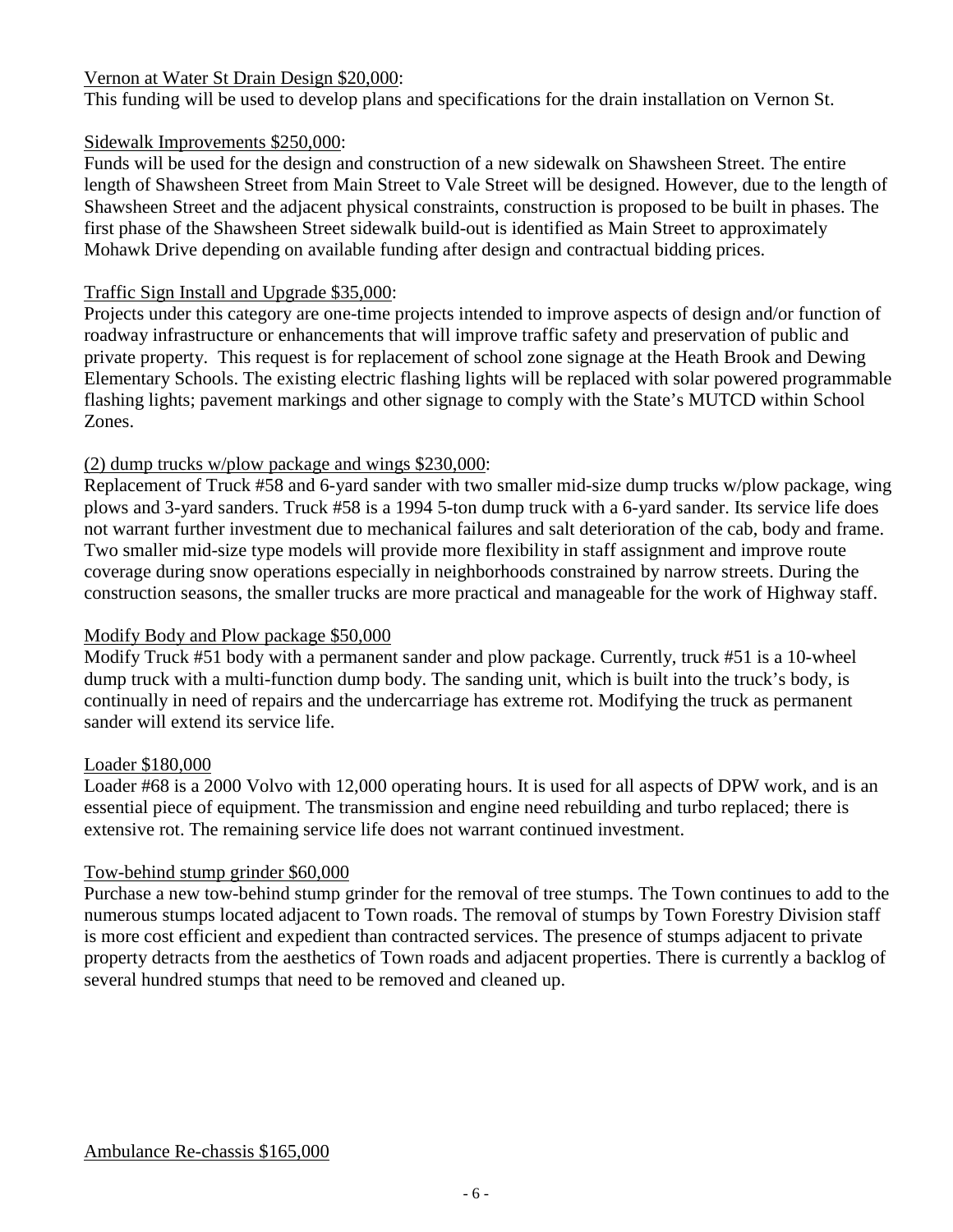Vernon at Water St Drain Design $20,000:
This funding will be used to develop plans and specifications for the drain installation on Vernon St.

Sidewalk Improvements $250,000:
Funds will be used for the design and construction of a new sidewalk on Shawsheen Street. The entire length of Shawsheen Street from Main Street to Vale Street will be designed. However, due to the length of Shawsheen Street and the adjacent physical constraints, construction is proposed to be built in phases. The first phase of the Shawsheen Street sidewalk build-out is identified as Main Street to approximately Mohawk Drive depending on available funding after design and contractual bidding prices.

Traffic Sign Install and Upgrade $35,000:
Projects under this category are one-time projects intended to improve aspects of design and/or function of roadway infrastructure or enhancements that will improve traffic safety and preservation of public and private property. This request is for replacement of school zone signage at the Heath Brook and Dewing Elementary Schools. The existing electric flashing lights will be replaced with solar powered programmable flashing lights; pavement markings and other signage to comply with the State's MUTCD within School Zones.

(2) dump trucks w/plow package and wings $230,000:
Replacement of Truck #58 and 6-yard sander with two smaller mid-size dump trucks w/plow package, wing plows and 3-yard sanders. Truck #58 is a 1994 5-ton dump truck with a 6-yard sander. Its service life does not warrant further investment due to mechanical failures and salt deterioration of the cab, body and frame. Two smaller mid-size type models will provide more flexibility in staff assignment and improve route coverage during snow operations especially in neighborhoods constrained by narrow streets. During the construction seasons, the smaller trucks are more practical and manageable for the work of Highway staff.

Modify Body and Plow package $50,000
Modify Truck #51 body with a permanent sander and plow package. Currently, truck #51 is a 10-wheel dump truck with a multi-function dump body. The sanding unit, which is built into the truck's body, is continually in need of repairs and the undercarriage has extreme rot. Modifying the truck as permanent sander will extend its service life.

Loader $180,000
Loader #68 is a 2000 Volvo with 12,000 operating hours. It is used for all aspects of DPW work, and is an essential piece of equipment. The transmission and engine need rebuilding and turbo replaced; there is extensive rot. The remaining service life does not warrant continued investment.

Tow-behind stump grinder $60,000
Purchase a new tow-behind stump grinder for the removal of tree stumps. The Town continues to add to the numerous stumps located adjacent to Town roads. The removal of stumps by Town Forestry Division staff is more cost efficient and expedient than contracted services. The presence of stumps adjacent to private property detracts from the aesthetics of Town roads and adjacent properties. There is currently a backlog of several hundred stumps that need to be removed and cleaned up.

Ambulance Re-chassis $165,000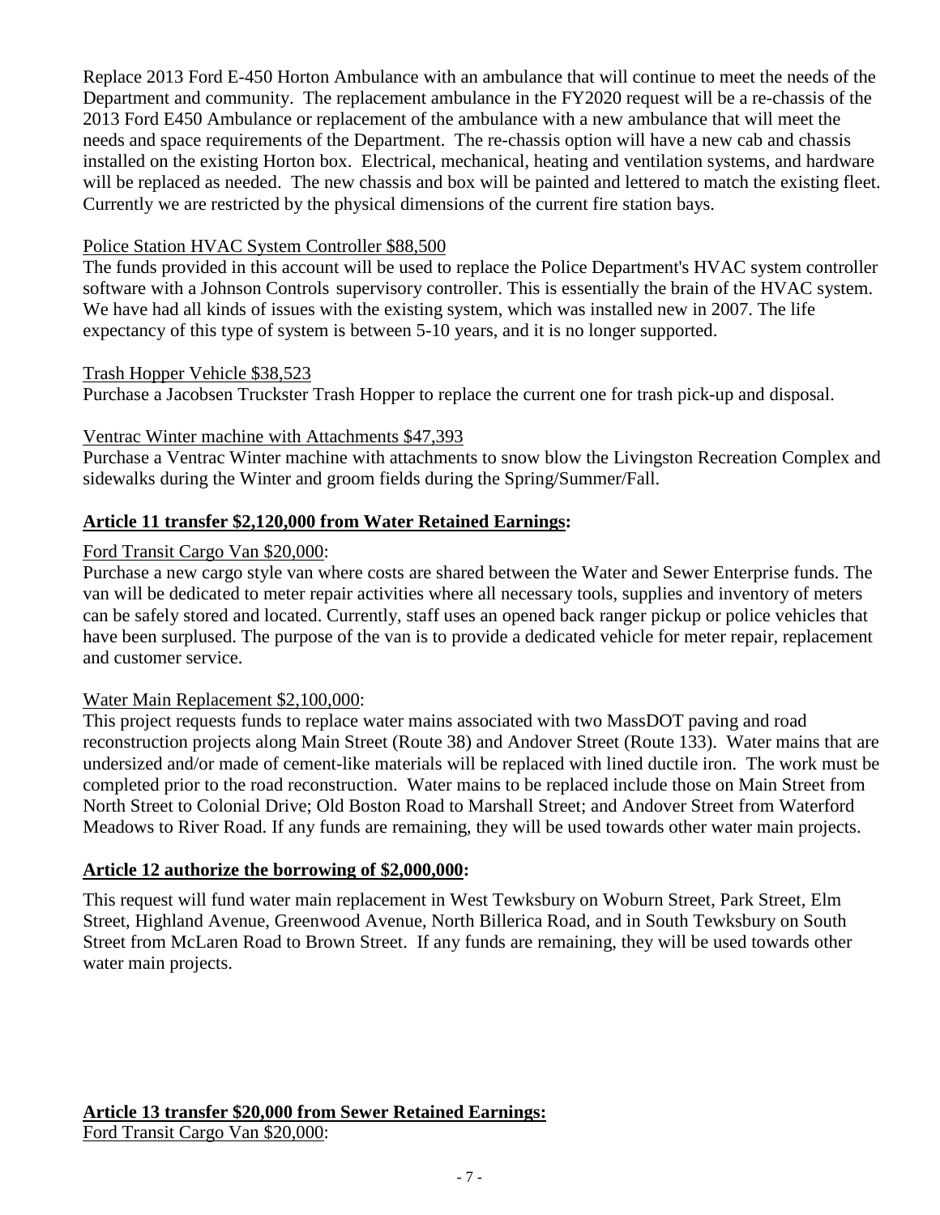Replace 2013 Ford E-450 Horton Ambulance with an ambulance that will continue to meet the needs of the Department and community. The replacement ambulance in the FY2020 request will be a re-chassis of the 2013 Ford E450 Ambulance or replacement of the ambulance with a new ambulance that will meet the needs and space requirements of the Department. The re-chassis option will have a new cab and chassis installed on the existing Horton box. Electrical, mechanical, heating and ventilation systems, and hardware will be replaced as needed. The new chassis and box will be painted and lettered to match the existing fleet. Currently we are restricted by the physical dimensions of the current fire station bays.

<u>Police Station HVAC System Controller $88,500</u>
The funds provided in this account will be used to replace the Police Department's HVAC system controller software with a Johnson Controls supervisory controller. This is essentially the brain of the HVAC system. We have had all kinds of issues with the existing system, which was installed new in 2007. The life expectancy of this type of system is between 5-10 years, and it is no longer supported.

<u>Trash Hopper Vehicle $38,523</u>
Purchase a Jacobsen Truckster Trash Hopper to replace the current one for trash pick-up and disposal.

<u>Ventrac Winter machine with Attachments $47,393</u>
Purchase a Ventrac Winter machine with attachments to snow blow the Livingston Recreation Complex and sidewalks during the Winter and groom fields during the Spring/Summer/Fall.

**<u>Article 11 transfer $2,120,000 from Water Retained Earnings</u>:**

<u>Ford Transit Cargo Van $20,000</u>:
Purchase a new cargo style van where costs are shared between the Water and Sewer Enterprise funds. The van will be dedicated to meter repair activities where all necessary tools, supplies and inventory of meters can be safely stored and located. Currently, staff uses an opened back ranger pickup or police vehicles that have been surplused. The purpose of the van is to provide a dedicated vehicle for meter repair, replacement and customer service.

<u>Water Main Replacement $2,100,000</u>:
This project requests funds to replace water mains associated with two MassDOT paving and road reconstruction projects along Main Street (Route 38) and Andover Street (Route 133). Water mains that are undersized and/or made of cement-like materials will be replaced with lined ductile iron. The work must be completed prior to the road reconstruction. Water mains to be replaced include those on Main Street from North Street to Colonial Drive; Old Boston Road to Marshall Street; and Andover Street from Waterford Meadows to River Road. If any funds are remaining, they will be used towards other water main projects.

**<u>Article 12 authorize the borrowing of $2,000,000</u>:**

This request will fund water main replacement in West Tewksbury on Woburn Street, Park Street, Elm Street, Highland Avenue, Greenwood Avenue, North Billerica Road, and in South Tewksbury on South Street from McLaren Road to Brown Street. If any funds are remaining, they will be used towards other water main projects.

**<u>Article 13 transfer $20,000 from Sewer Retained Earnings:</u>**
<u>Ford Transit Cargo Van $20,000</u>: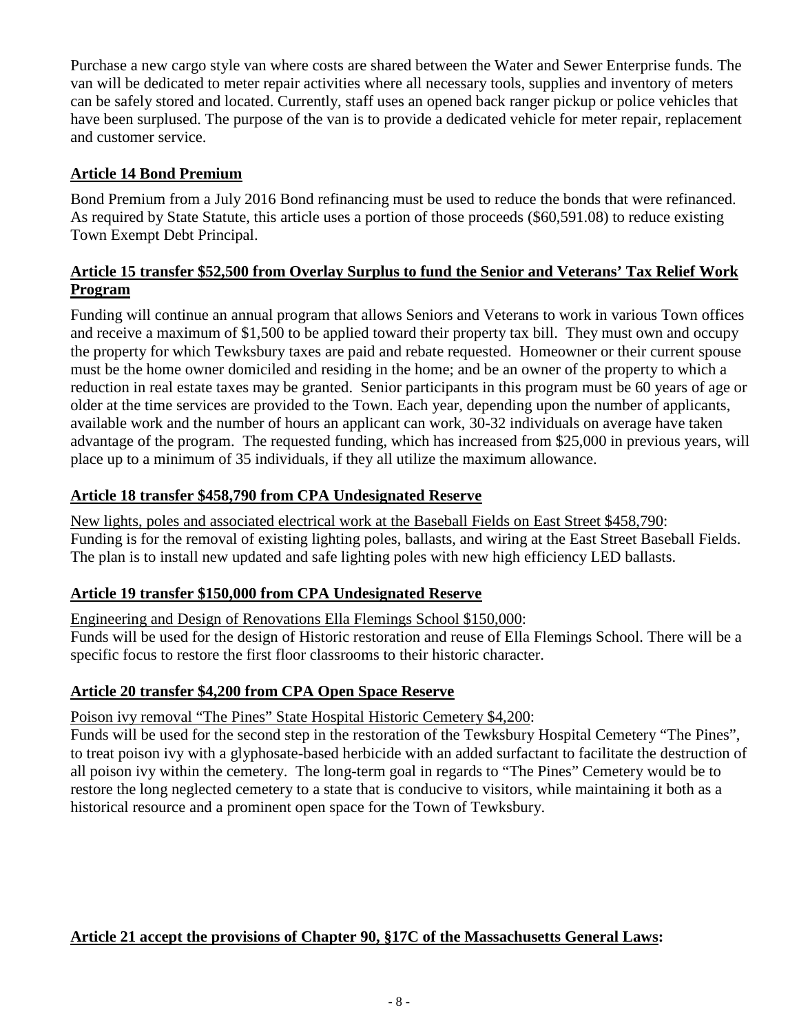Purchase a new cargo style van where costs are shared between the Water and Sewer Enterprise funds. The van will be dedicated to meter repair activities where all necessary tools, supplies and inventory of meters can be safely stored and located. Currently, staff uses an opened back ranger pickup or police vehicles that have been surplused. The purpose of the van is to provide a dedicated vehicle for meter repair, replacement and customer service.

**Article 14 Bond Premium**

Bond Premium from a July 2016 Bond refinancing must be used to reduce the bonds that were refinanced. As required by State Statute, this article uses a portion of those proceeds ($60,591.08) to reduce existing Town Exempt Debt Principal.

**Article 15 transfer $52,500 from Overlay Surplus to fund the Senior and Veterans' Tax Relief Work Program**

Funding will continue an annual program that allows Seniors and Veterans to work in various Town offices and receive a maximum of $1,500 to be applied toward their property tax bill. They must own and occupy the property for which Tewksbury taxes are paid and rebate requested. Homeowner or their current spouse must be the home owner domiciled and residing in the home; and be an owner of the property to which a reduction in real estate taxes may be granted. Senior participants in this program must be 60 years of age or older at the time services are provided to the Town. Each year, depending upon the number of applicants, available work and the number of hours an applicant can work, 30-32 individuals on average have taken advantage of the program. The requested funding, which has increased from $25,000 in previous years, will place up to a minimum of 35 individuals, if they all utilize the maximum allowance.

**Article 18 transfer $458,790 from CPA Undesignated Reserve**

New lights, poles and associated electrical work at the Baseball Fields on East Street $458,790:
Funding is for the removal of existing lighting poles, ballasts, and wiring at the East Street Baseball Fields. The plan is to install new updated and safe lighting poles with new high efficiency LED ballasts.

**Article 19 transfer $150,000 from CPA Undesignated Reserve**

Engineering and Design of Renovations Ella Flemings School $150,000:
Funds will be used for the design of Historic restoration and reuse of Ella Flemings School. There will be a specific focus to restore the first floor classrooms to their historic character.

**Article 20 transfer $4,200 from CPA Open Space Reserve**

Poison ivy removal "The Pines" State Hospital Historic Cemetery $4,200:
Funds will be used for the second step in the restoration of the Tewksbury Hospital Cemetery "The Pines", to treat poison ivy with a glyphosate-based herbicide with an added surfactant to facilitate the destruction of all poison ivy within the cemetery. The long-term goal in regards to "The Pines" Cemetery would be to restore the long neglected cemetery to a state that is conducive to visitors, while maintaining it both as a historical resource and a prominent open space for the Town of Tewksbury.

**Article 21 accept the provisions of Chapter 90, §17C of the Massachusetts General Laws:**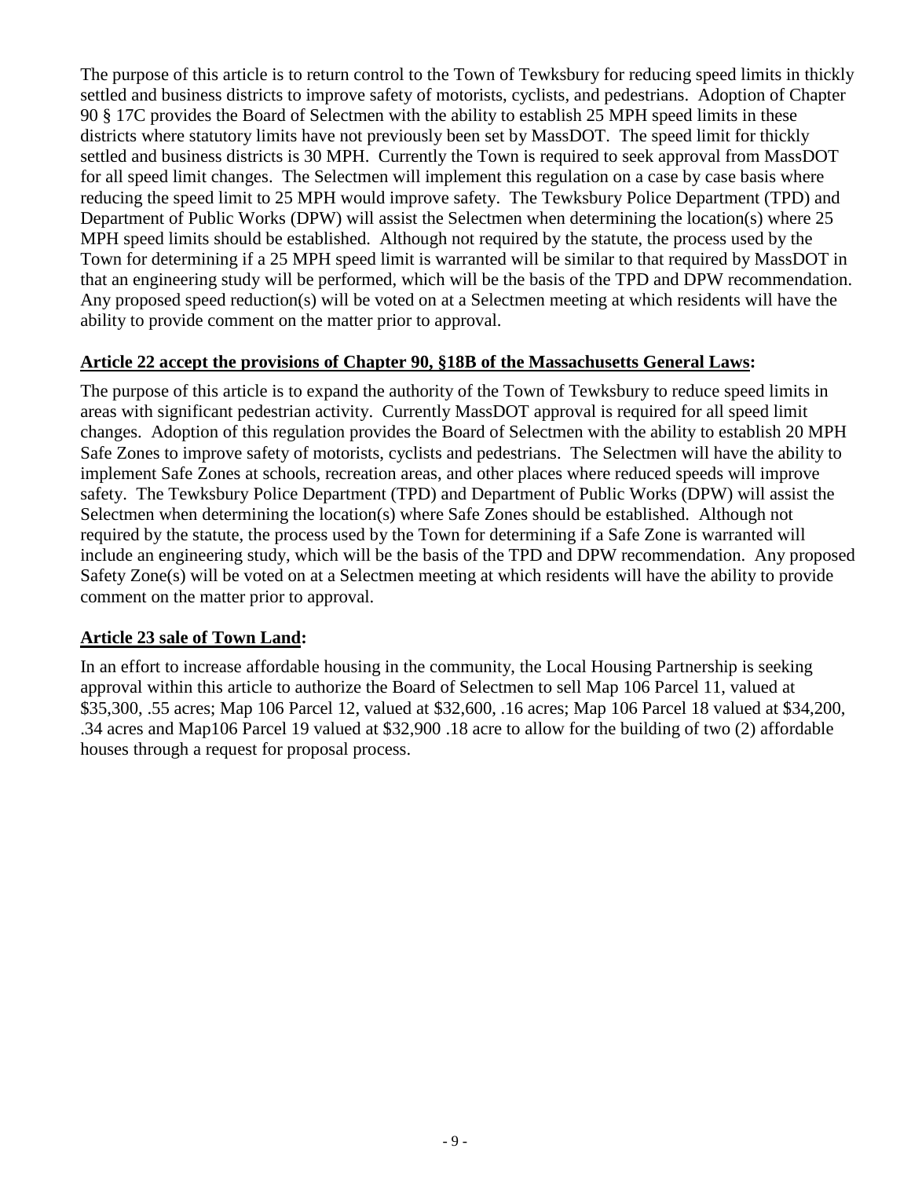The purpose of this article is to return control to the Town of Tewksbury for reducing speed limits in thickly settled and business districts to improve safety of motorists, cyclists, and pedestrians. Adoption of Chapter 90 § 17C provides the Board of Selectmen with the ability to establish 25 MPH speed limits in these districts where statutory limits have not previously been set by MassDOT. The speed limit for thickly settled and business districts is 30 MPH. Currently the Town is required to seek approval from MassDOT for all speed limit changes. The Selectmen will implement this regulation on a case by case basis where reducing the speed limit to 25 MPH would improve safety. The Tewksbury Police Department (TPD) and Department of Public Works (DPW) will assist the Selectmen when determining the location(s) where 25 MPH speed limits should be established. Although not required by the statute, the process used by the Town for determining if a 25 MPH speed limit is warranted will be similar to that required by MassDOT in that an engineering study will be performed, which will be the basis of the TPD and DPW recommendation. Any proposed speed reduction(s) will be voted on at a Selectmen meeting at which residents will have the ability to provide comment on the matter prior to approval.

**Article 22 accept the provisions of Chapter 90, §18B of the Massachusetts General Laws:**

The purpose of this article is to expand the authority of the Town of Tewksbury to reduce speed limits in areas with significant pedestrian activity. Currently MassDOT approval is required for all speed limit changes. Adoption of this regulation provides the Board of Selectmen with the ability to establish 20 MPH Safe Zones to improve safety of motorists, cyclists and pedestrians. The Selectmen will have the ability to implement Safe Zones at schools, recreation areas, and other places where reduced speeds will improve safety. The Tewksbury Police Department (TPD) and Department of Public Works (DPW) will assist the Selectmen when determining the location(s) where Safe Zones should be established. Although not required by the statute, the process used by the Town for determining if a Safe Zone is warranted will include an engineering study, which will be the basis of the TPD and DPW recommendation. Any proposed Safety Zone(s) will be voted on at a Selectmen meeting at which residents will have the ability to provide comment on the matter prior to approval.

**Article 23 sale of Town Land:**

In an effort to increase affordable housing in the community, the Local Housing Partnership is seeking approval within this article to authorize the Board of Selectmen to sell Map 106 Parcel 11, valued at $35,300, .55 acres; Map 106 Parcel 12, valued at $32,600, .16 acres; Map 106 Parcel 18 valued at $34,200, .34 acres and Map106 Parcel 19 valued at $32,900 .18 acre to allow for the building of two (2) affordable houses through a request for proposal process.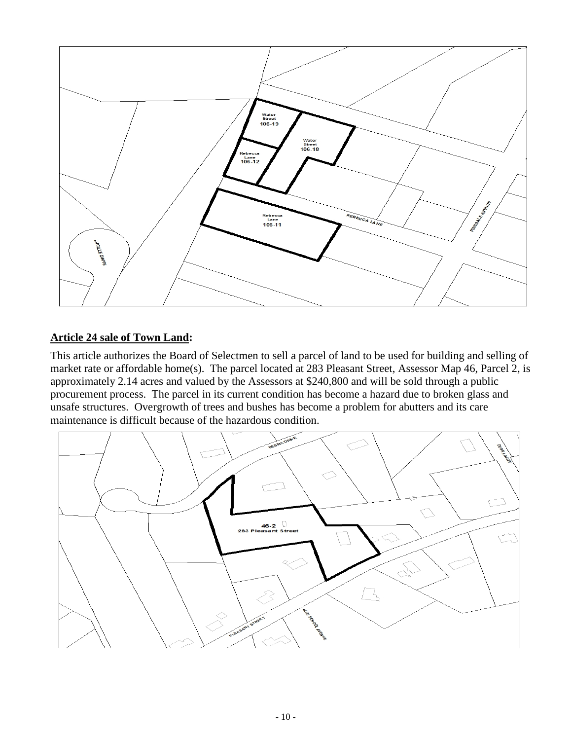**Article 24 sale of Town Land:**

This article authorizes the Board of Selectmen to sell a parcel of land to be used for building and selling of market rate or affordable home(s). The parcel located at 283 Pleasant Street, Assessor Map 46, Parcel 2, is approximately 2.14 acres and valued by the Assessors at $240,800 and will be sold through a public procurement process. The parcel in its current condition has become a hazard due to broken glass and unsafe structures. Overgrowth of trees and bushes has become a problem for abutters and its care maintenance is difficult because of the hazardous condition.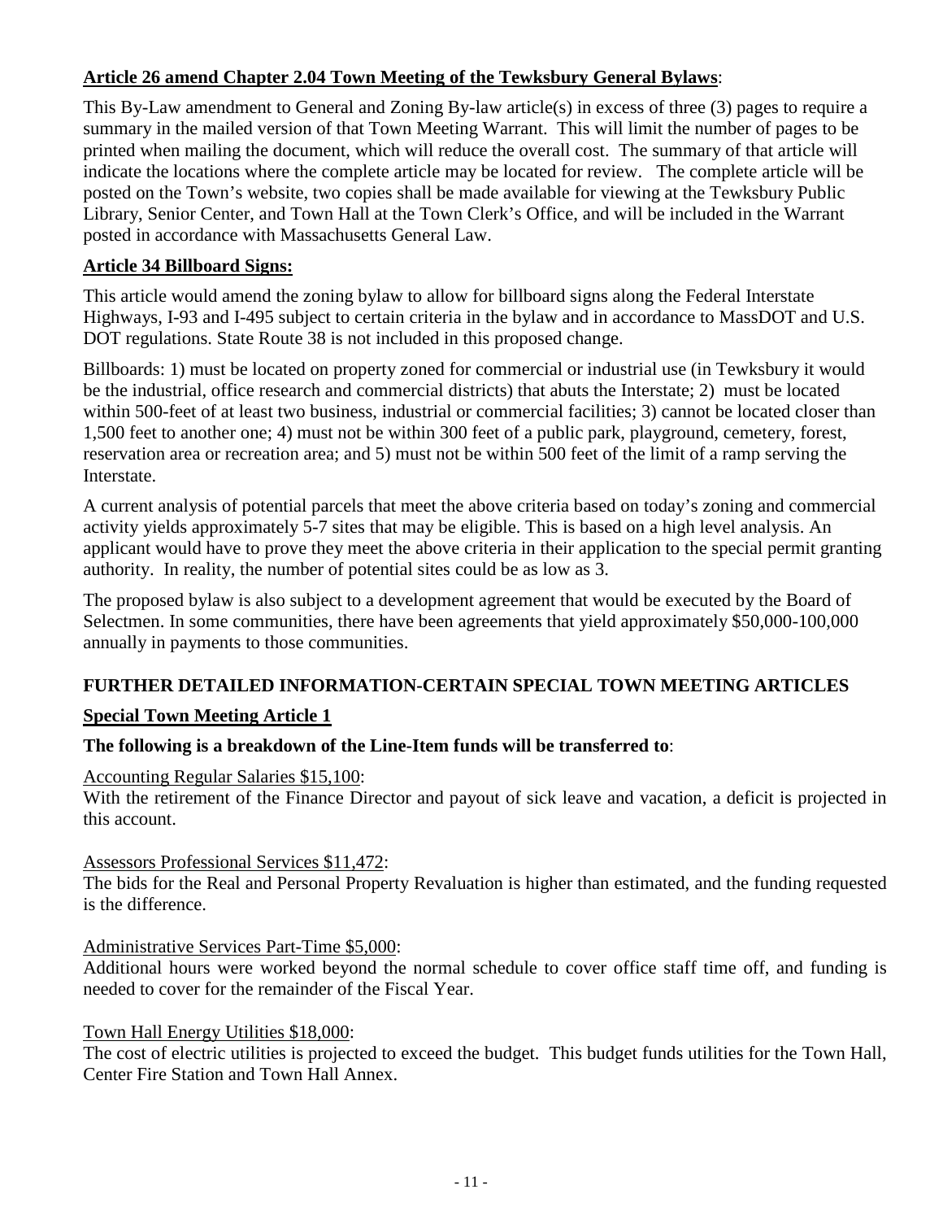**Article 26 amend Chapter 2.04 Town Meeting of the Tewksbury General Bylaws**:

This By-Law amendment to General and Zoning By-law article(s) in excess of three (3) pages to require a summary in the mailed version of that Town Meeting Warrant. This will limit the number of pages to be printed when mailing the document, which will reduce the overall cost. The summary of that article will indicate the locations where the complete article may be located for review. The complete article will be posted on the Town's website, two copies shall be made available for viewing at the Tewksbury Public Library, Senior Center, and Town Hall at the Town Clerk's Office, and will be included in the Warrant posted in accordance with Massachusetts General Law.

**Article 34 Billboard Signs:**

This article would amend the zoning bylaw to allow for billboard signs along the Federal Interstate Highways, I-93 and I-495 subject to certain criteria in the bylaw and in accordance to MassDOT and U.S. DOT regulations. State Route 38 is not included in this proposed change.

Billboards: 1) must be located on property zoned for commercial or industrial use (in Tewksbury it would be the industrial, office research and commercial districts) that abuts the Interstate; 2) must be located within 500-feet of at least two business, industrial or commercial facilities; 3) cannot be located closer than 1,500 feet to another one; 4) must not be within 300 feet of a public park, playground, cemetery, forest, reservation area or recreation area; and 5) must not be within 500 feet of the limit of a ramp serving the Interstate.

A current analysis of potential parcels that meet the above criteria based on today's zoning and commercial activity yields approximately 5-7 sites that may be eligible. This is based on a high level analysis. An applicant would have to prove they meet the above criteria in their application to the special permit granting authority. In reality, the number of potential sites could be as low as 3.

The proposed bylaw is also subject to a development agreement that would be executed by the Board of Selectmen. In some communities, there have been agreements that yield approximately $50,000-100,000 annually in payments to those communities.

## FURTHER DETAILED INFORMATION-CERTAIN SPECIAL TOWN MEETING ARTICLES

**Special Town Meeting Article 1**

**The following is a breakdown of the Line-Item funds will be transferred to**:

Accounting Regular Salaries $15,100:
With the retirement of the Finance Director and payout of sick leave and vacation, a deficit is projected in this account.

Assessors Professional Services $11,472:
The bids for the Real and Personal Property Revaluation is higher than estimated, and the funding requested is the difference.

Administrative Services Part-Time $5,000:
Additional hours were worked beyond the normal schedule to cover office staff time off, and funding is needed to cover for the remainder of the Fiscal Year.

Town Hall Energy Utilities $18,000:
The cost of electric utilities is projected to exceed the budget. This budget funds utilities for the Town Hall, Center Fire Station and Town Hall Annex.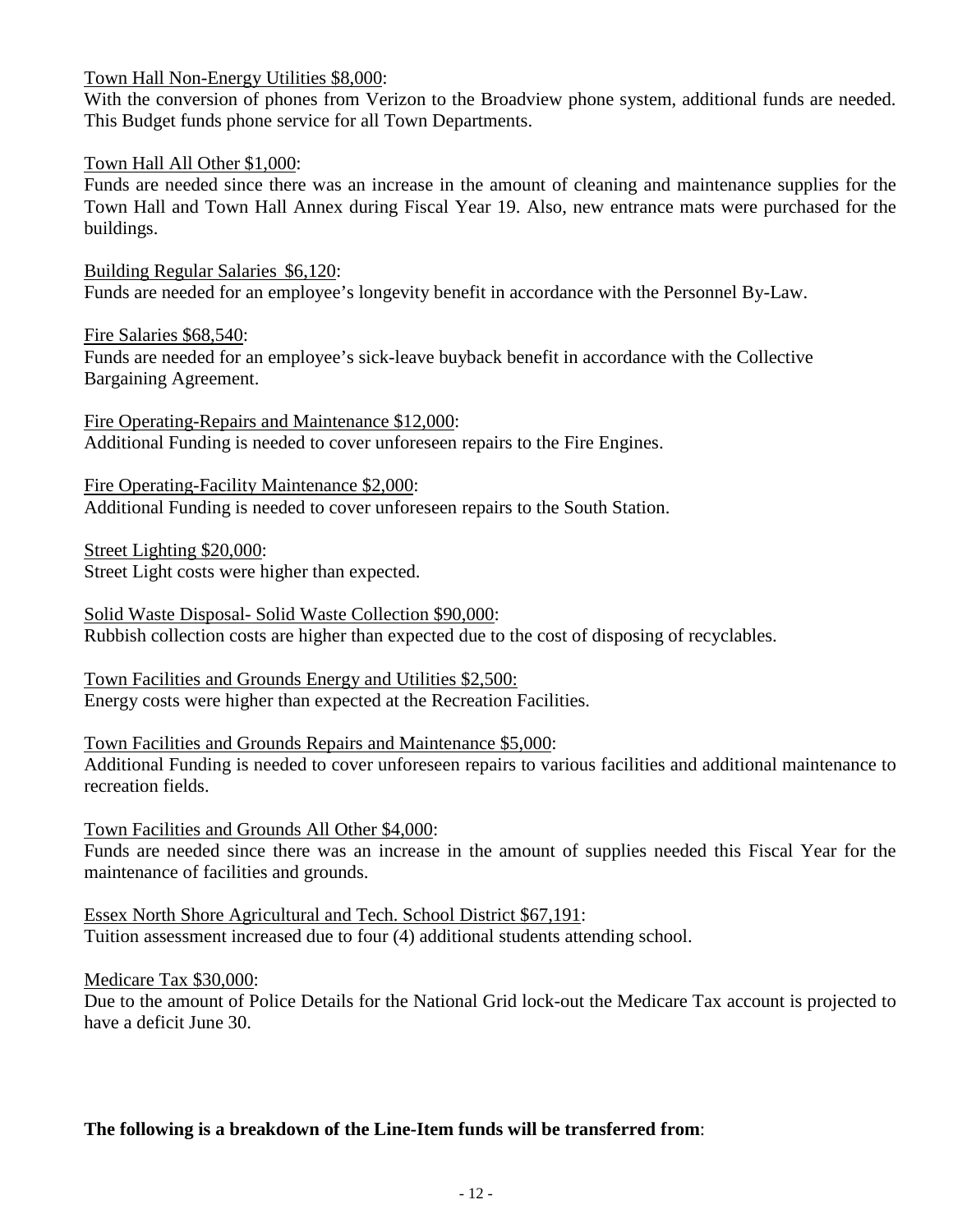<u>Town Hall Non-Energy Utilities $8,000</u>:
With the conversion of phones from Verizon to the Broadview phone system, additional funds are needed. This Budget funds phone service for all Town Departments.

<u>Town Hall All Other $1,000</u>:
Funds are needed since there was an increase in the amount of cleaning and maintenance supplies for the Town Hall and Town Hall Annex during Fiscal Year 19. Also, new entrance mats were purchased for the buildings.

<u>Building Regular Salaries $6,120</u>:
Funds are needed for an employee's longevity benefit in accordance with the Personnel By-Law.

<u>Fire Salaries $68,540</u>:
Funds are needed for an employee's sick-leave buyback benefit in accordance with the Collective Bargaining Agreement.

<u>Fire Operating-Repairs and Maintenance $12,000</u>:
Additional Funding is needed to cover unforeseen repairs to the Fire Engines.

<u>Fire Operating-Facility Maintenance $2,000</u>:
Additional Funding is needed to cover unforeseen repairs to the South Station.

<u>Street Lighting $20,000</u>:
Street Light costs were higher than expected.

<u>Solid Waste Disposal- Solid Waste Collection $90,000</u>:
Rubbish collection costs are higher than expected due to the cost of disposing of recyclables.

<u>Town Facilities and Grounds Energy and Utilities $2,500:</u>
Energy costs were higher than expected at the Recreation Facilities.

<u>Town Facilities and Grounds Repairs and Maintenance $5,000</u>:
Additional Funding is needed to cover unforeseen repairs to various facilities and additional maintenance to recreation fields.

<u>Town Facilities and Grounds All Other $4,000</u>:
Funds are needed since there was an increase in the amount of supplies needed this Fiscal Year for the maintenance of facilities and grounds.

<u>Essex North Shore Agricultural and Tech. School District $67,191</u>:
Tuition assessment increased due to four (4) additional students attending school.

<u>Medicare Tax $30,000</u>:
Due to the amount of Police Details for the National Grid lock-out the Medicare Tax account is projected to have a deficit June 30.

**The following is a breakdown of the Line-Item funds will be transferred from**: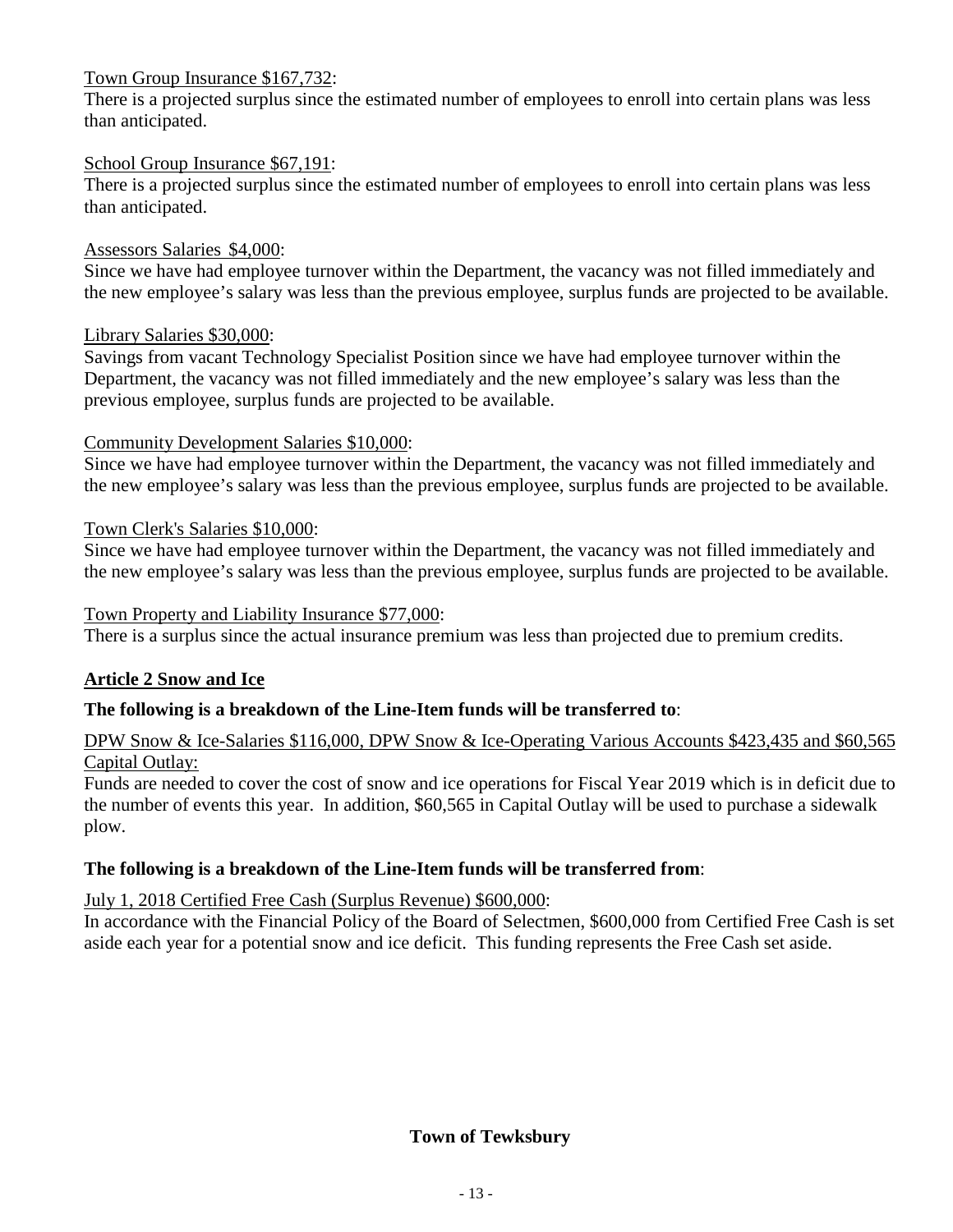Town Group Insurance $167,732:

There is a projected surplus since the estimated number of employees to enroll into certain plans was less than anticipated.

School Group Insurance $67,191:

There is a projected surplus since the estimated number of employees to enroll into certain plans was less than anticipated.

Assessors Salaries $4,000:

Since we have had employee turnover within the Department, the vacancy was not filled immediately and the new employee's salary was less than the previous employee, surplus funds are projected to be available.

Library Salaries $30,000:

Savings from vacant Technology Specialist Position since we have had employee turnover within the Department, the vacancy was not filled immediately and the new employee's salary was less than the previous employee, surplus funds are projected to be available.

Community Development Salaries $10,000:

Since we have had employee turnover within the Department, the vacancy was not filled immediately and the new employee's salary was less than the previous employee, surplus funds are projected to be available.

Town Clerk's Salaries $10,000:

Since we have had employee turnover within the Department, the vacancy was not filled immediately and the new employee's salary was less than the previous employee, surplus funds are projected to be available.

Town Property and Liability Insurance $77,000:

There is a surplus since the actual insurance premium was less than projected due to premium credits.

## Article 2 Snow and Ice

**The following is a breakdown of the Line-Item funds will be transferred to**:

DPW Snow & Ice-Salaries $116,000, DPW Snow & Ice-Operating Various Accounts $423,435 and $60,565 Capital Outlay:

Funds are needed to cover the cost of snow and ice operations for Fiscal Year 2019 which is in deficit due to the number of events this year. In addition, $60,565 in Capital Outlay will be used to purchase a sidewalk plow.

**The following is a breakdown of the Line-Item funds will be transferred from**:

July 1, 2018 Certified Free Cash (Surplus Revenue) $600,000:

In accordance with the Financial Policy of the Board of Selectmen, $600,000 from Certified Free Cash is set aside each year for a potential snow and ice deficit. This funding represents the Free Cash set aside.

**Town of Tewksbury**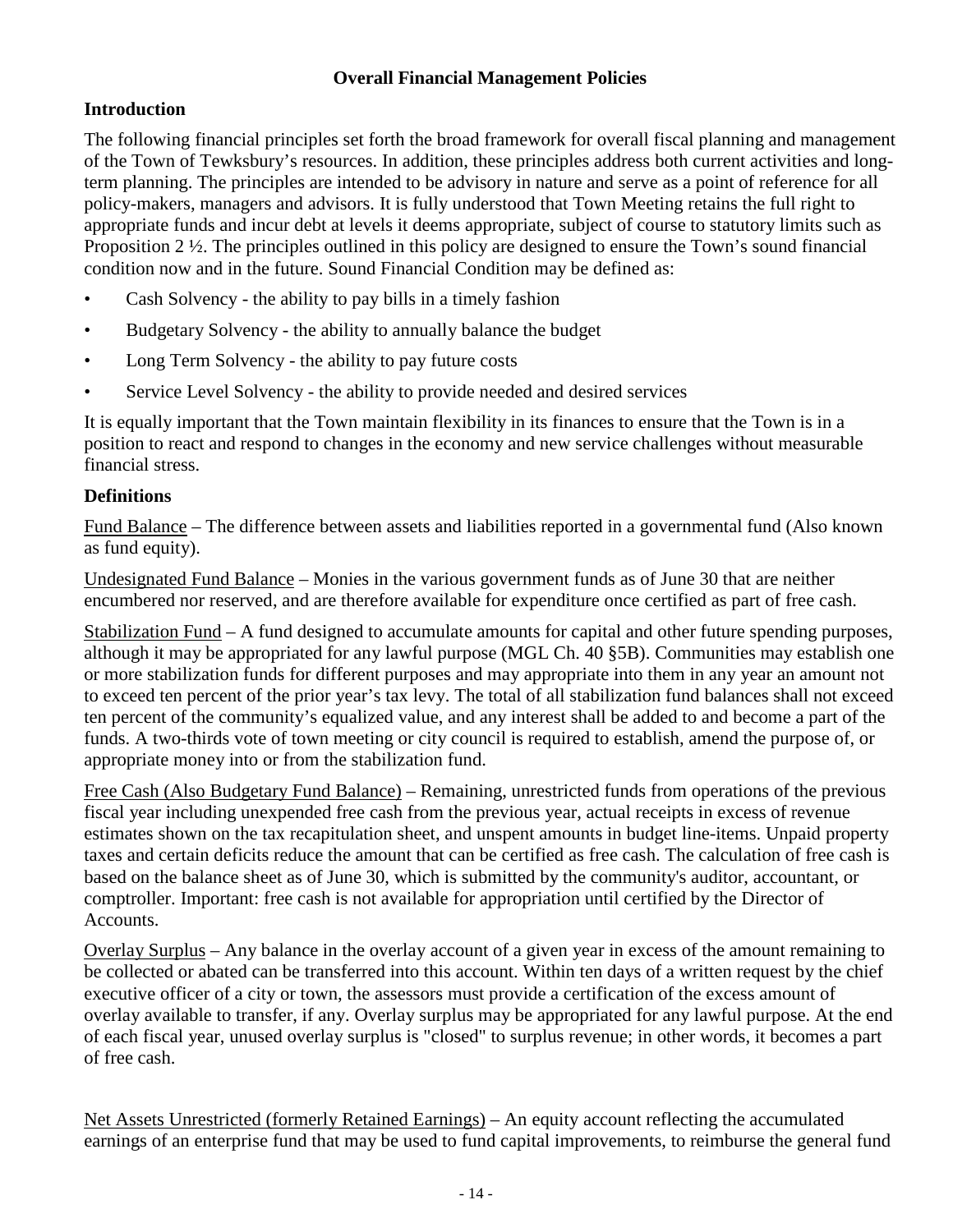## Overall Financial Management Policies

### Introduction

The following financial principles set forth the broad framework for overall fiscal planning and management of the Town of Tewksbury's resources. In addition, these principles address both current activities and long-term planning. The principles are intended to be advisory in nature and serve as a point of reference for all policy-makers, managers and advisors. It is fully understood that Town Meeting retains the full right to appropriate funds and incur debt at levels it deems appropriate, subject of course to statutory limits such as Proposition 2 ½. The principles outlined in this policy are designed to ensure the Town's sound financial condition now and in the future. Sound Financial Condition may be defined as:

- Cash Solvency - the ability to pay bills in a timely fashion
- Budgetary Solvency - the ability to annually balance the budget
- Long Term Solvency - the ability to pay future costs
- Service Level Solvency - the ability to provide needed and desired services

It is equally important that the Town maintain flexibility in its finances to ensure that the Town is in a position to react and respond to changes in the economy and new service challenges without measurable financial stress.

### Definitions

Fund Balance – The difference between assets and liabilities reported in a governmental fund (Also known as fund equity).

Undesignated Fund Balance – Monies in the various government funds as of June 30 that are neither encumbered nor reserved, and are therefore available for expenditure once certified as part of free cash.

Stabilization Fund – A fund designed to accumulate amounts for capital and other future spending purposes, although it may be appropriated for any lawful purpose (MGL Ch. 40 §5B). Communities may establish one or more stabilization funds for different purposes and may appropriate into them in any year an amount not to exceed ten percent of the prior year's tax levy. The total of all stabilization fund balances shall not exceed ten percent of the community's equalized value, and any interest shall be added to and become a part of the funds. A two-thirds vote of town meeting or city council is required to establish, amend the purpose of, or appropriate money into or from the stabilization fund.

Free Cash (Also Budgetary Fund Balance) – Remaining, unrestricted funds from operations of the previous fiscal year including unexpended free cash from the previous year, actual receipts in excess of revenue estimates shown on the tax recapitulation sheet, and unspent amounts in budget line-items. Unpaid property taxes and certain deficits reduce the amount that can be certified as free cash. The calculation of free cash is based on the balance sheet as of June 30, which is submitted by the community's auditor, accountant, or comptroller. Important: free cash is not available for appropriation until certified by the Director of Accounts.

Overlay Surplus – Any balance in the overlay account of a given year in excess of the amount remaining to be collected or abated can be transferred into this account. Within ten days of a written request by the chief executive officer of a city or town, the assessors must provide a certification of the excess amount of overlay available to transfer, if any. Overlay surplus may be appropriated for any lawful purpose. At the end of each fiscal year, unused overlay surplus is "closed" to surplus revenue; in other words, it becomes a part of free cash.

Net Assets Unrestricted (formerly Retained Earnings) – An equity account reflecting the accumulated earnings of an enterprise fund that may be used to fund capital improvements, to reimburse the general fund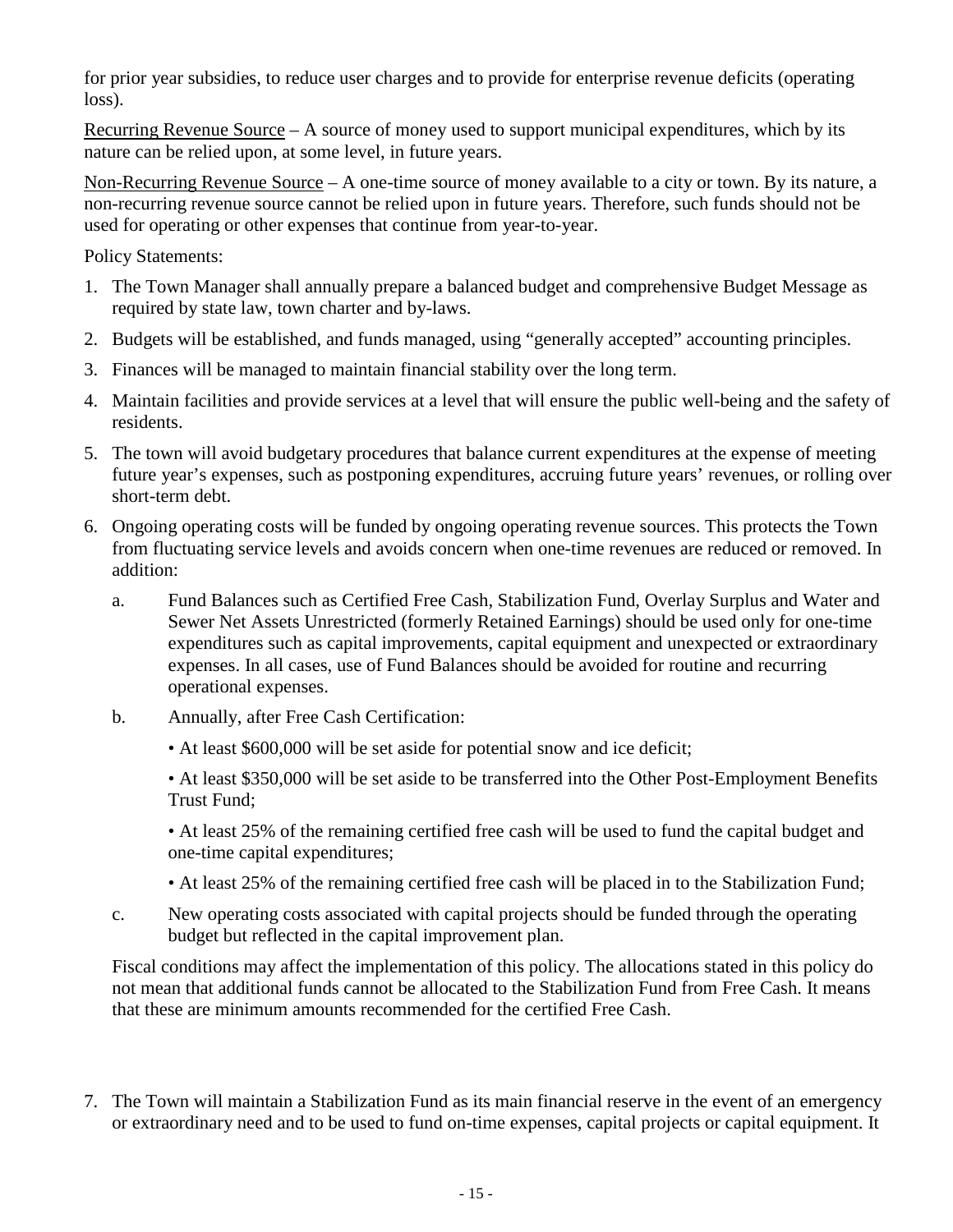for prior year subsidies, to reduce user charges and to provide for enterprise revenue deficits (operating loss).

Recurring Revenue Source – A source of money used to support municipal expenditures, which by its nature can be relied upon, at some level, in future years.

Non-Recurring Revenue Source – A one-time source of money available to a city or town. By its nature, a non-recurring revenue source cannot be relied upon in future years. Therefore, such funds should not be used for operating or other expenses that continue from year-to-year.

Policy Statements:

1. The Town Manager shall annually prepare a balanced budget and comprehensive Budget Message as required by state law, town charter and by-laws.
2. Budgets will be established, and funds managed, using "generally accepted" accounting principles.
3. Finances will be managed to maintain financial stability over the long term.
4. Maintain facilities and provide services at a level that will ensure the public well-being and the safety of residents.
5. The town will avoid budgetary procedures that balance current expenditures at the expense of meeting future year's expenses, such as postponing expenditures, accruing future years' revenues, or rolling over short-term debt.
6. Ongoing operating costs will be funded by ongoing operating revenue sources. This protects the Town from fluctuating service levels and avoids concern when one-time revenues are reduced or removed. In addition:
   a. Fund Balances such as Certified Free Cash, Stabilization Fund, Overlay Surplus and Water and Sewer Net Assets Unrestricted (formerly Retained Earnings) should be used only for one-time expenditures such as capital improvements, capital equipment and unexpected or extraordinary expenses. In all cases, use of Fund Balances should be avoided for routine and recurring operational expenses.
   b. Annually, after Free Cash Certification:
      - At least $600,000 will be set aside for potential snow and ice deficit;
      - At least $350,000 will be set aside to be transferred into the Other Post-Employment Benefits Trust Fund;
      - At least 25% of the remaining certified free cash will be used to fund the capital budget and one-time capital expenditures;
      - At least 25% of the remaining certified free cash will be placed in to the Stabilization Fund;
   c. New operating costs associated with capital projects should be funded through the operating budget but reflected in the capital improvement plan.

   Fiscal conditions may affect the implementation of this policy. The allocations stated in this policy do not mean that additional funds cannot be allocated to the Stabilization Fund from Free Cash. It means that these are minimum amounts recommended for the certified Free Cash.

7. The Town will maintain a Stabilization Fund as its main financial reserve in the event of an emergency or extraordinary need and to be used to fund on-time expenses, capital projects or capital equipment. It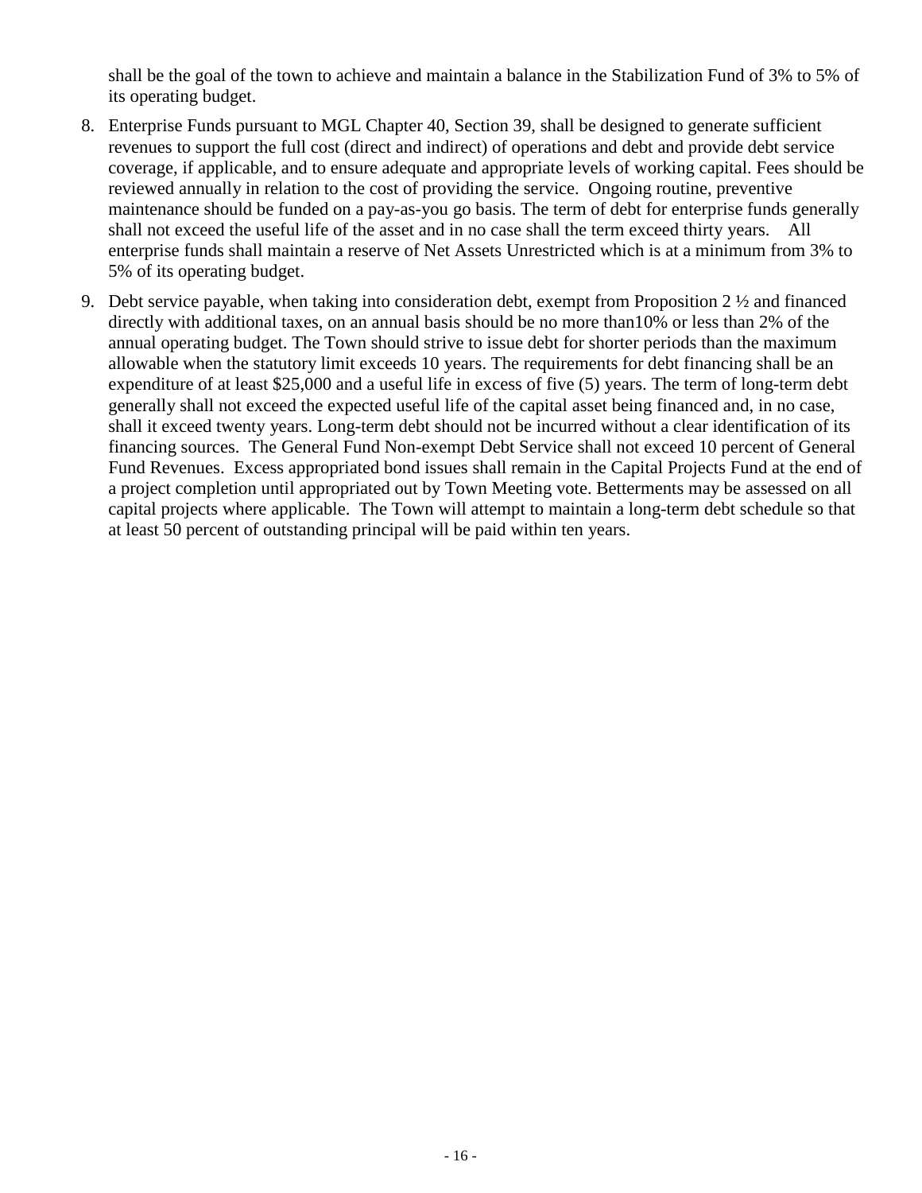shall be the goal of the town to achieve and maintain a balance in the Stabilization Fund of 3% to 5% of its operating budget.

8. Enterprise Funds pursuant to MGL Chapter 40, Section 39, shall be designed to generate sufficient revenues to support the full cost (direct and indirect) of operations and debt and provide debt service coverage, if applicable, and to ensure adequate and appropriate levels of working capital. Fees should be reviewed annually in relation to the cost of providing the service. Ongoing routine, preventive maintenance should be funded on a pay-as-you go basis. The term of debt for enterprise funds generally shall not exceed the useful life of the asset and in no case shall the term exceed thirty years. All enterprise funds shall maintain a reserve of Net Assets Unrestricted which is at a minimum from 3% to 5% of its operating budget.

9. Debt service payable, when taking into consideration debt, exempt from Proposition 2 ½ and financed directly with additional taxes, on an annual basis should be no more than10% or less than 2% of the annual operating budget. The Town should strive to issue debt for shorter periods than the maximum allowable when the statutory limit exceeds 10 years. The requirements for debt financing shall be an expenditure of at least $25,000 and a useful life in excess of five (5) years. The term of long-term debt generally shall not exceed the expected useful life of the capital asset being financed and, in no case, shall it exceed twenty years. Long-term debt should not be incurred without a clear identification of its financing sources. The General Fund Non-exempt Debt Service shall not exceed 10 percent of General Fund Revenues. Excess appropriated bond issues shall remain in the Capital Projects Fund at the end of a project completion until appropriated out by Town Meeting vote. Betterments may be assessed on all capital projects where applicable. The Town will attempt to maintain a long-term debt schedule so that at least 50 percent of outstanding principal will be paid within ten years.